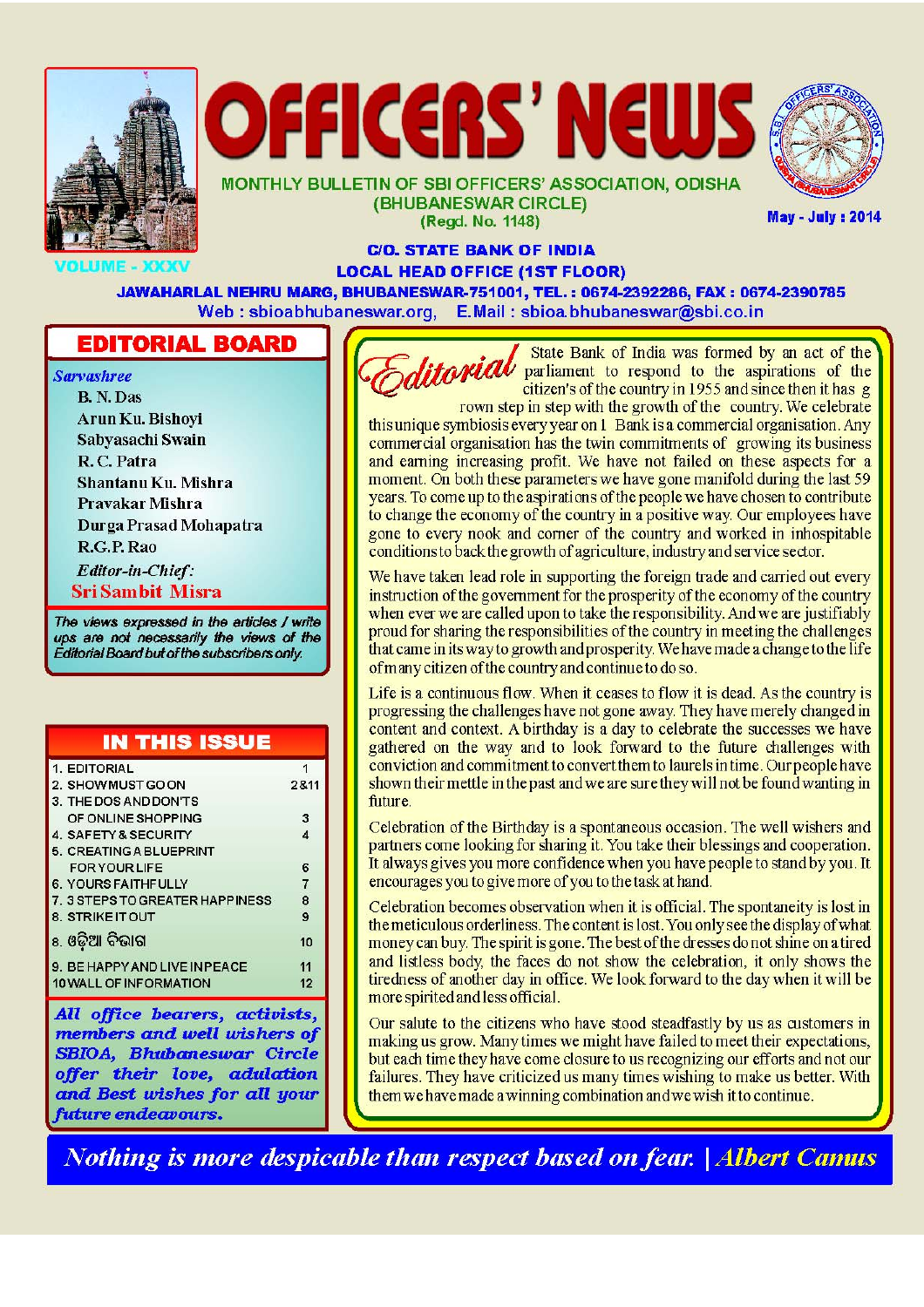# OFFICERS' NEWS

MONTHLY BULLETIN OF SBI OFFICERS' ASSOCIATION, ODISHA (BHUBANESWAR CIRCLE) (Regd. No. 1148)

May - July : 2014

VOLUME - XXXV

C/O. STATE BANK OF INDIA
LOCAL HEAD OFFICE (1ST FLOOR)
JAWAHARLAL NEHRU MARG, BHUBANESWAR-751001, TEL. : 0674-2392286, FAX : 0674-2390785
Web : sbioabhubaneswar.org, E.Mail : sbioa.bhubaneswar@sbi.co.in

## EDITORIAL BOARD

*Sarvashree*

B. N. Das
Arun Ku. Bishoyi
Sabyasachi Swain
R. C. Patra
Shantanu Ku. Mishra
Pravakar Mishra
Durga Prasad Mohapatra
R.G.P. Rao

*Editor-in-Chief:*
**Sri Sambit Misra**

*The views expressed in the articles / write ups are not necessarily the views of the Editorial Board but of the subscribers only.*

## IN THIS ISSUE

| | | |
|---|---|---|
| 1. | EDITORIAL | 1 |
| 2. | SHOW MUST GO ON | 2 & 11 |
| 3. | THE DOS AND DON'TS OF ONLINE SHOPPING | 3 |
| 4. | SAFETY & SECURITY | 4 |
| 5. | CREATING A BLUEPRINT FOR YOUR LIFE | 6 |
| 6. | YOURS FAITHFULLY | 7 |
| 7. | 3 STEPS TO GREATER HAPPINESS | 8 |
| 8. | STRIKE IT OUT | 9 |
| 8. | ଓଡ଼ିଆ ବିଭାଗ | 10 |
| 9. | BE HAPPY AND LIVE IN PEACE | 11 |
| 10 | WALL OF INFORMATION | 12 |

***All office bearers, activists, members and well wishers of SBIOA, Bhubaneswar Circle offer their love, adulation and Best wishes for all your future endeavours.***

## Editorial

State Bank of India was formed by an act of the parliament to respond to the aspirations of the citizen's of the country in 1955 and since then it has grown step in step with the growth of the country. We celebrate this unique symbiosis every year on 1 Bank is a commercial organisation. Any commercial organisation has the twin commitments of growing its business and earning increasing profit. We have not failed on these aspects for a moment. On both these parameters we have gone manifold during the last 59 years. To come up to the aspirations of the people we have chosen to contribute to change the economy of the country in a positive way. Our employees have gone to every nook and corner of the country and worked in inhospitable conditions to back the growth of agriculture, industry and service sector.

We have taken lead role in supporting the foreign trade and carried out every instruction of the government for the prosperity of the economy of the country when ever we are called upon to take the responsibility. And we are justifiably proud for sharing the responsibilities of the country in meeting the challenges that came in its way to growth and prosperity. We have made a change to the life of many citizen of the country and continue to do so.

Life is a continuous flow. When it ceases to flow it is dead. As the country is progressing the challenges have not gone away. They have merely changed in content and context. A birthday is a day to celebrate the successes we have gathered on the way and to look forward to the future challenges with conviction and commitment to convert them to laurels in time. Our people have shown their mettle in the past and we are sure they will not be found wanting in future.

Celebration of the Birthday is a spontaneous occasion. The well wishers and partners come looking for sharing it. You take their blessings and cooperation. It always gives you more confidence when you have people to stand by you. It encourages you to give more of you to the task at hand.

Celebration becomes observation when it is official. The spontaneity is lost in the meticulous orderliness. The content is lost. You only see the display of what money can buy. The spirit is gone. The best of the dresses do not shine on a tired and listless body, the faces do not show the celebration, it only shows the tiredness of another day in office. We look forward to the day when it will be more spirited and less official.

Our salute to the citizens who have stood steadfastly by us as customers in making us grow. Many times we might have failed to meet their expectations, but each time they have come closure to us recognizing our efforts and not our failures. They have criticized us many times wishing to make us better. With them we have made a winning combination and we wish it to continue.

*Nothing is more despicable than respect based on fear.* | *Albert Camus*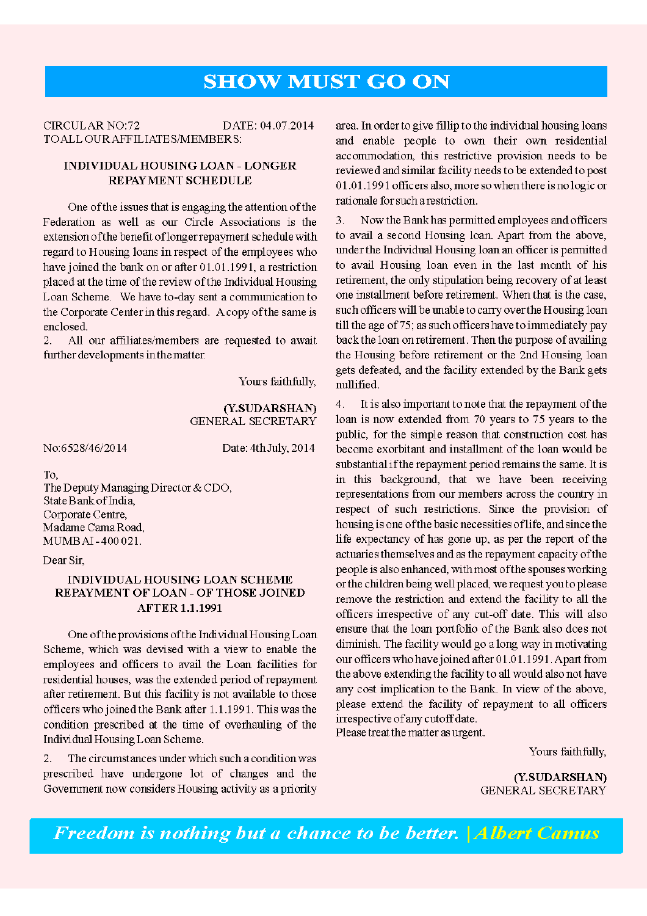# SHOW MUST GO ON

CIRCULAR NO:72 DATE: 04.07.2014

TO ALL OUR AFFILIATES/MEMBERS:

## INDIVIDUAL HOUSING LOAN - LONGER REPAYMENT SCHEDULE

One of the issues that is engaging the attention of the Federation as well as our Circle Associations is the extension of the benefit of longer repayment schedule with regard to Housing loans in respect of the employees who have joined the bank on or after 01.01.1991, a restriction placed at the time of the review of the Individual Housing Loan Scheme. We have to-day sent a communication to the Corporate Center in this regard. A copy of the same is enclosed.

2. All our affiliates/members are requested to await further developments in the matter.

Yours faithfully,

**(Y.SUDARSHAN)**
GENERAL SECRETARY

No:6528/46/2014 Date: 4th July, 2014

To,
The Deputy Managing Director & CDO,
State Bank of India,
Corporate Centre,
Madame Cama Road,
MUMBAI - 400 021.

Dear Sir,

## INDIVIDUAL HOUSING LOAN SCHEME REPAYMENT OF LOAN - OF THOSE JOINED AFTER 1.1.1991

One of the provisions of the Individual Housing Loan Scheme, which was devised with a view to enable the employees and officers to avail the Loan facilities for residential houses, was the extended period of repayment after retirement. But this facility is not available to those officers who joined the Bank after 1.1.1991. This was the condition prescribed at the time of overhauling of the Individual Housing Loan Scheme.

2. The circumstances under which such a condition was prescribed have undergone lot of changes and the Government now considers Housing activity as a priority area. In order to give fillip to the individual housing loans and enable people to own their own residential accommodation, this restrictive provision needs to be reviewed and similar facility needs to be extended to post 01.01.1991 officers also, more so when there is no logic or rationale for such a restriction.

3. Now the Bank has permitted employees and officers to avail a second Housing loan. Apart from the above, under the Individual Housing loan an officer is permitted to avail Housing loan even in the last month of his retirement, the only stipulation being recovery of at least one installment before retirement. When that is the case, such officers will be unable to carry over the Housing loan till the age of 75; as such officers have to immediately pay back the loan on retirement. Then the purpose of availing the Housing before retirement or the 2nd Housing loan gets defeated, and the facility extended by the Bank gets nullified.

4. It is also important to note that the repayment of the loan is now extended from 70 years to 75 years to the public, for the simple reason that construction cost has become exorbitant and installment of the loan would be substantial if the repayment period remains the same. It is in this background, that we have been receiving representations from our members across the country in respect of such restrictions. Since the provision of housing is one of the basic necessities of life, and since the life expectancy of has gone up, as per the report of the actuaries themselves and as the repayment capacity of the people is also enhanced, with most of the spouses working or the children being well placed, we request you to please remove the restriction and extend the facility to all the officers irrespective of any cut-off date. This will also ensure that the loan portfolio of the Bank also does not diminish. The facility would go a long way in motivating our officers who have joined after 01.01.1991. Apart from the above extending the facility to all would also not have any cost implication to the Bank. In view of the above, please extend the facility of repayment to all officers irrespective of any cutoff date.

Please treat the matter as urgent.

Yours faithfully,

**(Y.SUDARSHAN)**
GENERAL SECRETARY

*Freedom is nothing but a chance to be better. | Albert Camus*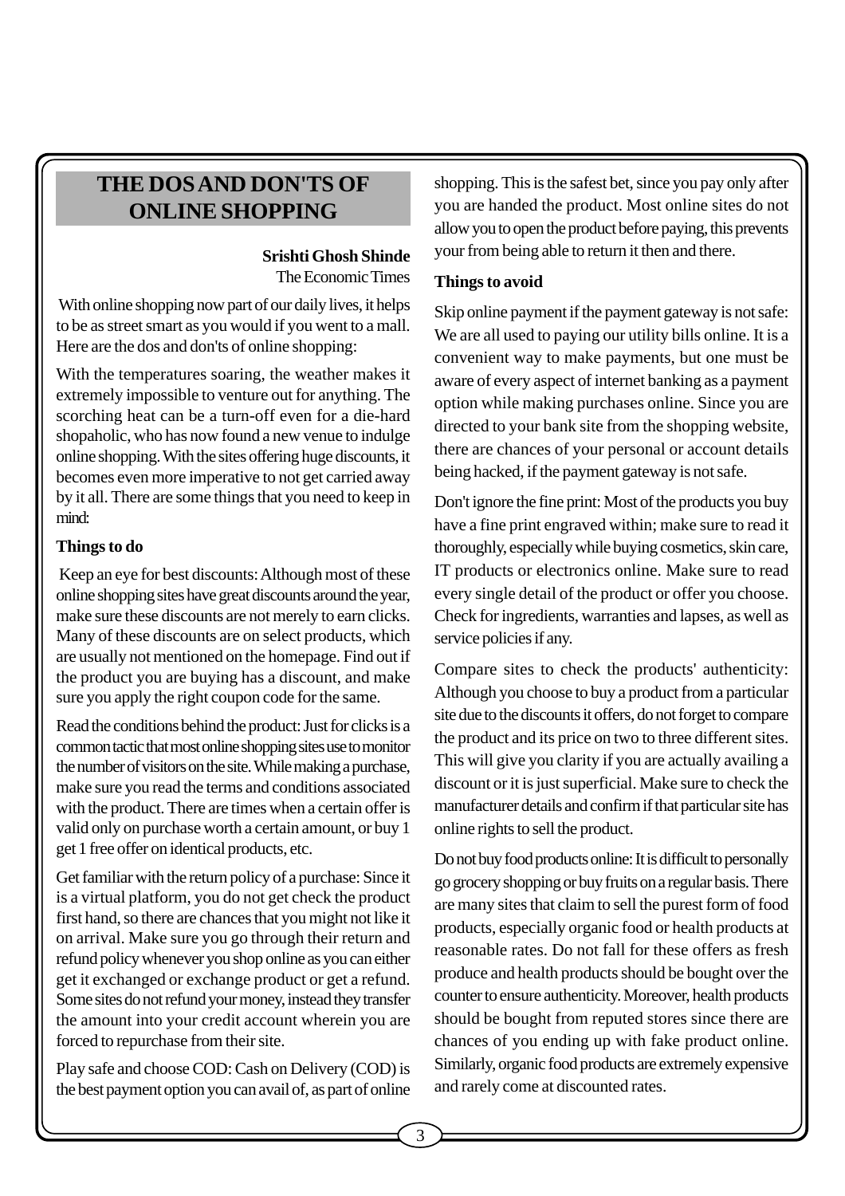# THE DOS AND DON'TS OF ONLINE SHOPPING

**Srishti Ghosh Shinde**
The Economic Times

With online shopping now part of our daily lives, it helps to be as street smart as you would if you went to a mall. Here are the dos and don'ts of online shopping:

With the temperatures soaring, the weather makes it extremely impossible to venture out for anything. The scorching heat can be a turn-off even for a die-hard shopaholic, who has now found a new venue to indulge online shopping. With the sites offering huge discounts, it becomes even more imperative to not get carried away by it all. There are some things that you need to keep in mind:

**Things to do**

Keep an eye for best discounts: Although most of these online shopping sites have great discounts around the year, make sure these discounts are not merely to earn clicks. Many of these discounts are on select products, which are usually not mentioned on the homepage. Find out if the product you are buying has a discount, and make sure you apply the right coupon code for the same.

Read the conditions behind the product: Just for clicks is a common tactic that most online shopping sites use to monitor the number of visitors on the site. While making a purchase, make sure you read the terms and conditions associated with the product. There are times when a certain offer is valid only on purchase worth a certain amount, or buy 1 get 1 free offer on identical products, etc.

Get familiar with the return policy of a purchase: Since it is a virtual platform, you do not get check the product first hand, so there are chances that you might not like it on arrival. Make sure you go through their return and refund policy whenever you shop online as you can either get it exchanged or exchange product or get a refund. Some sites do not refund your money, instead they transfer the amount into your credit account wherein you are forced to repurchase from their site.

Play safe and choose COD: Cash on Delivery (COD) is the best payment option you can avail of, as part of online shopping. This is the safest bet, since you pay only after you are handed the product. Most online sites do not allow you to open the product before paying, this prevents your from being able to return it then and there.

**Things to avoid**

Skip online payment if the payment gateway is not safe: We are all used to paying our utility bills online. It is a convenient way to make payments, but one must be aware of every aspect of internet banking as a payment option while making purchases online. Since you are directed to your bank site from the shopping website, there are chances of your personal or account details being hacked, if the payment gateway is not safe.

Don't ignore the fine print: Most of the products you buy have a fine print engraved within; make sure to read it thoroughly, especially while buying cosmetics, skin care, IT products or electronics online. Make sure to read every single detail of the product or offer you choose. Check for ingredients, warranties and lapses, as well as service policies if any.

Compare sites to check the products' authenticity: Although you choose to buy a product from a particular site due to the discounts it offers, do not forget to compare the product and its price on two to three different sites. This will give you clarity if you are actually availing a discount or it is just superficial. Make sure to check the manufacturer details and confirm if that particular site has online rights to sell the product.

Do not buy food products online: It is difficult to personally go grocery shopping or buy fruits on a regular basis. There are many sites that claim to sell the purest form of food products, especially organic food or health products at reasonable rates. Do not fall for these offers as fresh produce and health products should be bought over the counter to ensure authenticity. Moreover, health products should be bought from reputed stores since there are chances of you ending up with fake product online. Similarly, organic food products are extremely expensive and rarely come at discounted rates.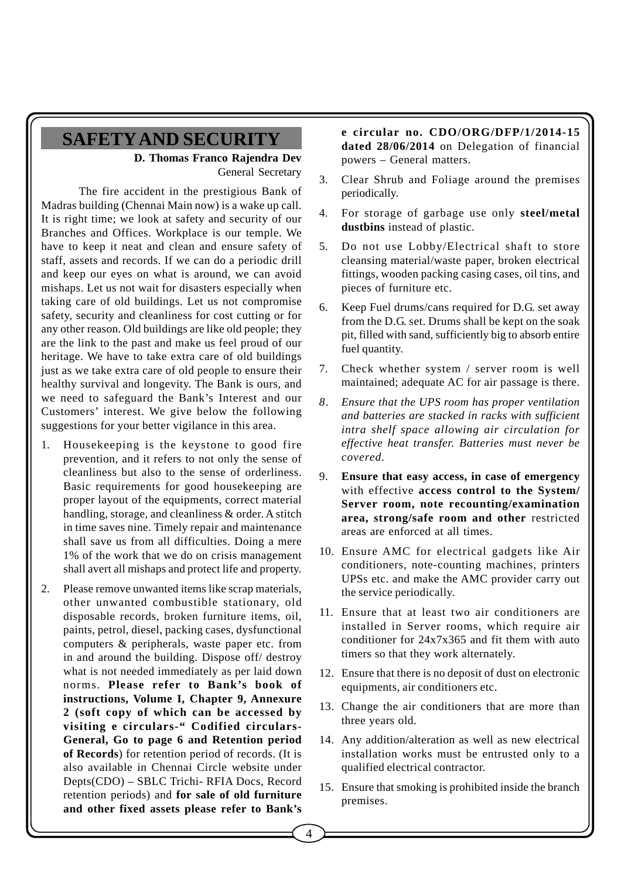# SAFETY AND SECURITY

**D. Thomas Franco Rajendra Dev**
General Secretary

The fire accident in the prestigious Bank of Madras building (Chennai Main now) is a wake up call. It is right time; we look at safety and security of our Branches and Offices. Workplace is our temple. We have to keep it neat and clean and ensure safety of staff, assets and records. If we can do a periodic drill and keep our eyes on what is around, we can avoid mishaps. Let us not wait for disasters especially when taking care of old buildings. Let us not compromise safety, security and cleanliness for cost cutting or for any other reason. Old buildings are like old people; they are the link to the past and make us feel proud of our heritage. We have to take extra care of old buildings just as we take extra care of old people to ensure their healthy survival and longevity. The Bank is ours, and we need to safeguard the Bank's Interest and our Customers' interest. We give below the following suggestions for your better vigilance in this area.

1. Housekeeping is the keystone to good fire prevention, and it refers to not only the sense of cleanliness but also to the sense of orderliness. Basic requirements for good housekeeping are proper layout of the equipments, correct material handling, storage, and cleanliness & order. A stitch in time saves nine. Timely repair and maintenance shall save us from all difficulties. Doing a mere 1% of the work that we do on crisis management shall avert all mishaps and protect life and property.

2. Please remove unwanted items like scrap materials, other unwanted combustible stationary, old disposable records, broken furniture items, oil, paints, petrol, diesel, packing cases, dysfunctional computers & peripherals, waste paper etc. from in and around the building. Dispose off/ destroy what is not needed immediately as per laid down norms. **Please refer to Bank's book of instructions, Volume I, Chapter 9, Annexure 2 (soft copy of which can be accessed by visiting e circulars-" Codified circulars-General, Go to page 6 and Retention period of Records**) for retention period of records. (It is also available in Chennai Circle website under Depts(CDO) – SBLC Trichi- RFIA Docs, Record retention periods) and **for sale of old furniture and other fixed assets please refer to Bank's e circular no. CDO/ORG/DFP/1/2014-15 dated 28/06/2014** on Delegation of financial powers – General matters.

3. Clear Shrub and Foliage around the premises periodically.

4. For storage of garbage use only **steel/metal dustbins** instead of plastic.

5. Do not use Lobby/Electrical shaft to store cleansing material/waste paper, broken electrical fittings, wooden packing casing cases, oil tins, and pieces of furniture etc.

6. Keep Fuel drums/cans required for D.G. set away from the D.G. set. Drums shall be kept on the soak pit, filled with sand, sufficiently big to absorb entire fuel quantity.

7. Check whether system / server room is well maintained; adequate AC for air passage is there.

8. *Ensure that the UPS room has proper ventilation and batteries are stacked in racks with sufficient intra shelf space allowing air circulation for effective heat transfer. Batteries must never be covered.*

9. **Ensure that easy access, in case of emergency** with effective **access control to the System/ Server room, note recounting/examination area, strong/safe room and other** restricted areas are enforced at all times.

10. Ensure AMC for electrical gadgets like Air conditioners, note-counting machines, printers UPSs etc. and make the AMC provider carry out the service periodically.

11. Ensure that at least two air conditioners are installed in Server rooms, which require air conditioner for 24x7x365 and fit them with auto timers so that they work alternately.

12. Ensure that there is no deposit of dust on electronic equipments, air conditioners etc.

13. Change the air conditioners that are more than three years old.

14. Any addition/alteration as well as new electrical installation works must be entrusted only to a qualified electrical contractor.

15. Ensure that smoking is prohibited inside the branch premises.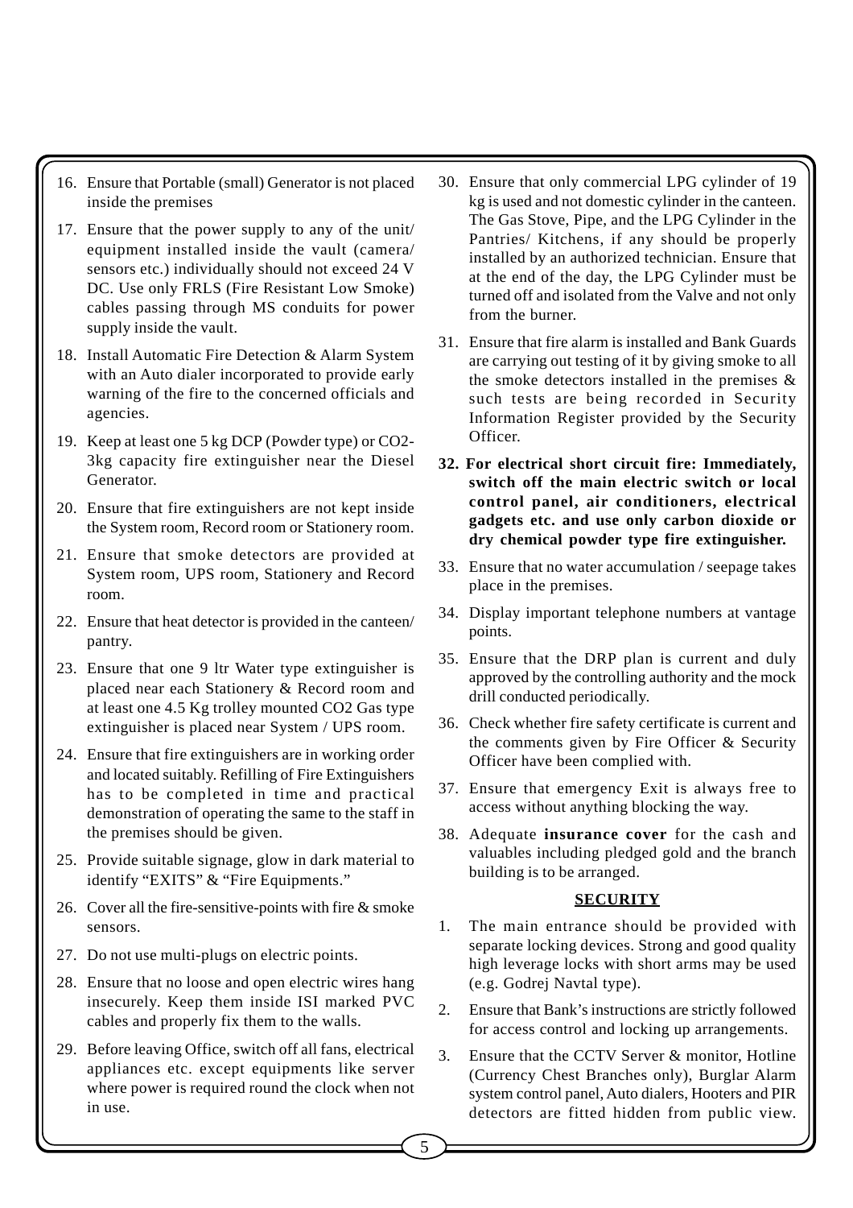16. Ensure that Portable (small) Generator is not placed inside the premises
17. Ensure that the power supply to any of the unit/ equipment installed inside the vault (camera/ sensors etc.) individually should not exceed 24 V DC. Use only FRLS (Fire Resistant Low Smoke) cables passing through MS conduits for power supply inside the vault.
18. Install Automatic Fire Detection & Alarm System with an Auto dialer incorporated to provide early warning of the fire to the concerned officials and agencies.
19. Keep at least one 5 kg DCP (Powder type) or CO2-3kg capacity fire extinguisher near the Diesel Generator.
20. Ensure that fire extinguishers are not kept inside the System room, Record room or Stationery room.
21. Ensure that smoke detectors are provided at System room, UPS room, Stationery and Record room.
22. Ensure that heat detector is provided in the canteen/ pantry.
23. Ensure that one 9 ltr Water type extinguisher is placed near each Stationery & Record room and at least one 4.5 Kg trolley mounted CO2 Gas type extinguisher is placed near System / UPS room.
24. Ensure that fire extinguishers are in working order and located suitably. Refilling of Fire Extinguishers has to be completed in time and practical demonstration of operating the same to the staff in the premises should be given.
25. Provide suitable signage, glow in dark material to identify "EXITS" & "Fire Equipments."
26. Cover all the fire-sensitive-points with fire & smoke sensors.
27. Do not use multi-plugs on electric points.
28. Ensure that no loose and open electric wires hang insecurely. Keep them inside ISI marked PVC cables and properly fix them to the walls.
29. Before leaving Office, switch off all fans, electrical appliances etc. except equipments like server where power is required round the clock when not in use.
30. Ensure that only commercial LPG cylinder of 19 kg is used and not domestic cylinder in the canteen. The Gas Stove, Pipe, and the LPG Cylinder in the Pantries/ Kitchens, if any should be properly installed by an authorized technician. Ensure that at the end of the day, the LPG Cylinder must be turned off and isolated from the Valve and not only from the burner.
31. Ensure that fire alarm is installed and Bank Guards are carrying out testing of it by giving smoke to all the smoke detectors installed in the premises & such tests are being recorded in Security Information Register provided by the Security Officer.
32. **For electrical short circuit fire: Immediately, switch off the main electric switch or local control panel, air conditioners, electrical gadgets etc. and use only carbon dioxide or dry chemical powder type fire extinguisher.**
33. Ensure that no water accumulation / seepage takes place in the premises.
34. Display important telephone numbers at vantage points.
35. Ensure that the DRP plan is current and duly approved by the controlling authority and the mock drill conducted periodically.
36. Check whether fire safety certificate is current and the comments given by Fire Officer & Security Officer have been complied with.
37. Ensure that emergency Exit is always free to access without anything blocking the way.
38. Adequate **insurance cover** for the cash and valuables including pledged gold and the branch building is to be arranged.

## SECURITY

1. The main entrance should be provided with separate locking devices. Strong and good quality high leverage locks with short arms may be used (e.g. Godrej Navtal type).
2. Ensure that Bank's instructions are strictly followed for access control and locking up arrangements.
3. Ensure that the CCTV Server & monitor, Hotline (Currency Chest Branches only), Burglar Alarm system control panel, Auto dialers, Hooters and PIR detectors are fitted hidden from public view.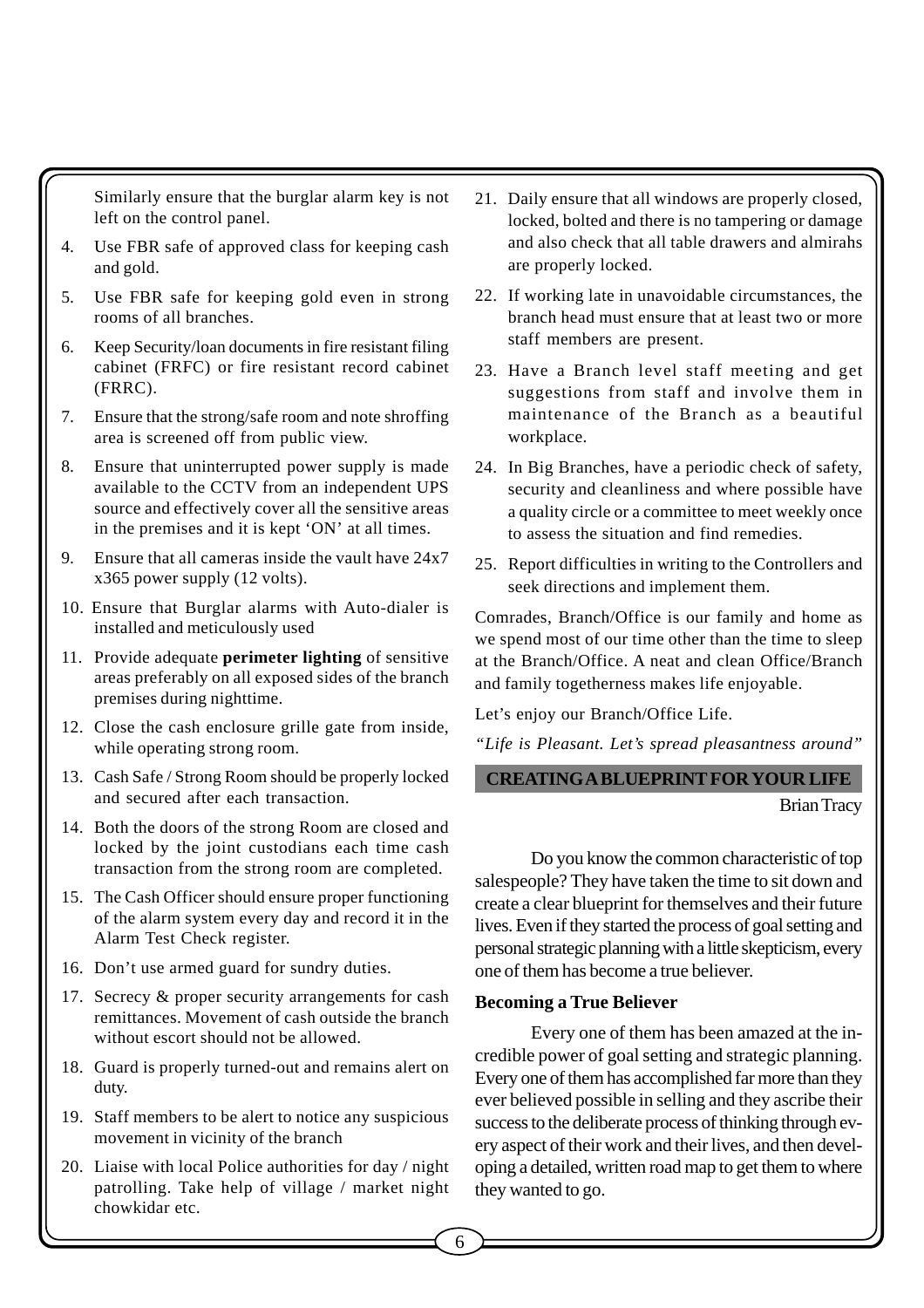Similarly ensure that the burglar alarm key is not left on the control panel.

4. Use FBR safe of approved class for keeping cash and gold.
5. Use FBR safe for keeping gold even in strong rooms of all branches.
6. Keep Security/loan documents in fire resistant filing cabinet (FRFC) or fire resistant record cabinet (FRRC).
7. Ensure that the strong/safe room and note shroffing area is screened off from public view.
8. Ensure that uninterrupted power supply is made available to the CCTV from an independent UPS source and effectively cover all the sensitive areas in the premises and it is kept 'ON' at all times.
9. Ensure that all cameras inside the vault have 24x7 x365 power supply (12 volts).
10. Ensure that Burglar alarms with Auto-dialer is installed and meticulously used
11. Provide adequate **perimeter lighting** of sensitive areas preferably on all exposed sides of the branch premises during nighttime.
12. Close the cash enclosure grille gate from inside, while operating strong room.
13. Cash Safe / Strong Room should be properly locked and secured after each transaction.
14. Both the doors of the strong Room are closed and locked by the joint custodians each time cash transaction from the strong room are completed.
15. The Cash Officer should ensure proper functioning of the alarm system every day and record it in the Alarm Test Check register.
16. Don't use armed guard for sundry duties.
17. Secrecy & proper security arrangements for cash remittances. Movement of cash outside the branch without escort should not be allowed.
18. Guard is properly turned-out and remains alert on duty.
19. Staff members to be alert to notice any suspicious movement in vicinity of the branch
20. Liaise with local Police authorities for day / night patrolling. Take help of village / market night chowkidar etc.
21. Daily ensure that all windows are properly closed, locked, bolted and there is no tampering or damage and also check that all table drawers and almirahs are properly locked.
22. If working late in unavoidable circumstances, the branch head must ensure that at least two or more staff members are present.
23. Have a Branch level staff meeting and get suggestions from staff and involve them in maintenance of the Branch as a beautiful workplace.
24. In Big Branches, have a periodic check of safety, security and cleanliness and where possible have a quality circle or a committee to meet weekly once to assess the situation and find remedies.
25. Report difficulties in writing to the Controllers and seek directions and implement them.

Comrades, Branch/Office is our family and home as we spend most of our time other than the time to sleep at the Branch/Office. A neat and clean Office/Branch and family togetherness makes life enjoyable.

Let's enjoy our Branch/Office Life.

*"Life is Pleasant. Let's spread pleasantness around"*

## CREATING A BLUEPRINT FOR YOUR LIFE

Brian Tracy

Do you know the common characteristic of top salespeople? They have taken the time to sit down and create a clear blueprint for themselves and their future lives. Even if they started the process of goal setting and personal strategic planning with a little skepticism, every one of them has become a true believer.

### Becoming a True Believer

Every one of them has been amazed at the incredible power of goal setting and strategic planning. Every one of them has accomplished far more than they ever believed possible in selling and they ascribe their success to the deliberate process of thinking through every aspect of their work and their lives, and then developing a detailed, written road map to get them to where they wanted to go.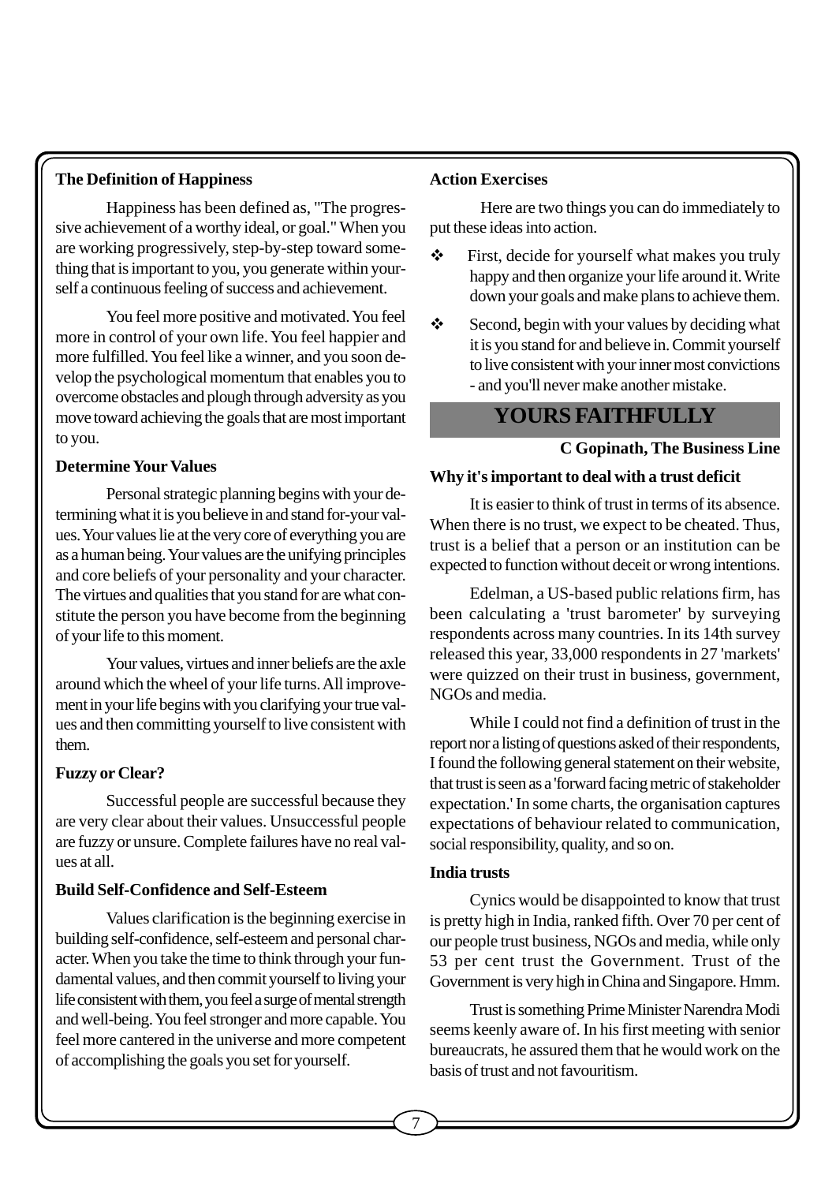### The Definition of Happiness

Happiness has been defined as, "The progressive achievement of a worthy ideal, or goal." When you are working progressively, step-by-step toward something that is important to you, you generate within yourself a continuous feeling of success and achievement.

You feel more positive and motivated. You feel more in control of your own life. You feel happier and more fulfilled. You feel like a winner, and you soon develop the psychological momentum that enables you to overcome obstacles and plough through adversity as you move toward achieving the goals that are most important to you.

### Determine Your Values

Personal strategic planning begins with your determining what it is you believe in and stand for-your values. Your values lie at the very core of everything you are as a human being. Your values are the unifying principles and core beliefs of your personality and your character. The virtues and qualities that you stand for are what constitute the person you have become from the beginning of your life to this moment.

Your values, virtues and inner beliefs are the axle around which the wheel of your life turns. All improvement in your life begins with you clarifying your true values and then committing yourself to live consistent with them.

### Fuzzy or Clear?

Successful people are successful because they are very clear about their values. Unsuccessful people are fuzzy or unsure. Complete failures have no real values at all.

### Build Self-Confidence and Self-Esteem

Values clarification is the beginning exercise in building self-confidence, self-esteem and personal character. When you take the time to think through your fundamental values, and then commit yourself to living your life consistent with them, you feel a surge of mental strength and well-being. You feel stronger and more capable. You feel more cantered in the universe and more competent of accomplishing the goals you set for yourself.

### Action Exercises

Here are two things you can do immediately to put these ideas into action.

- First, decide for yourself what makes you truly happy and then organize your life around it. Write down your goals and make plans to achieve them.
- Second, begin with your values by deciding what it is you stand for and believe in. Commit yourself to live consistent with your inner most convictions - and you'll never make another mistake.

## YOURS FAITHFULLY

**C Gopinath, The Business Line**

### Why it's important to deal with a trust deficit

It is easier to think of trust in terms of its absence. When there is no trust, we expect to be cheated. Thus, trust is a belief that a person or an institution can be expected to function without deceit or wrong intentions.

Edelman, a US-based public relations firm, has been calculating a 'trust barometer' by surveying respondents across many countries. In its 14th survey released this year, 33,000 respondents in 27 'markets' were quizzed on their trust in business, government, NGOs and media.

While I could not find a definition of trust in the report nor a listing of questions asked of their respondents, I found the following general statement on their website, that trust is seen as a 'forward facing metric of stakeholder expectation.' In some charts, the organisation captures expectations of behaviour related to communication, social responsibility, quality, and so on.

### India trusts

Cynics would be disappointed to know that trust is pretty high in India, ranked fifth. Over 70 per cent of our people trust business, NGOs and media, while only 53 per cent trust the Government. Trust of the Government is very high in China and Singapore. Hmm.

Trust is something Prime Minister Narendra Modi seems keenly aware of. In his first meeting with senior bureaucrats, he assured them that he would work on the basis of trust and not favouritism.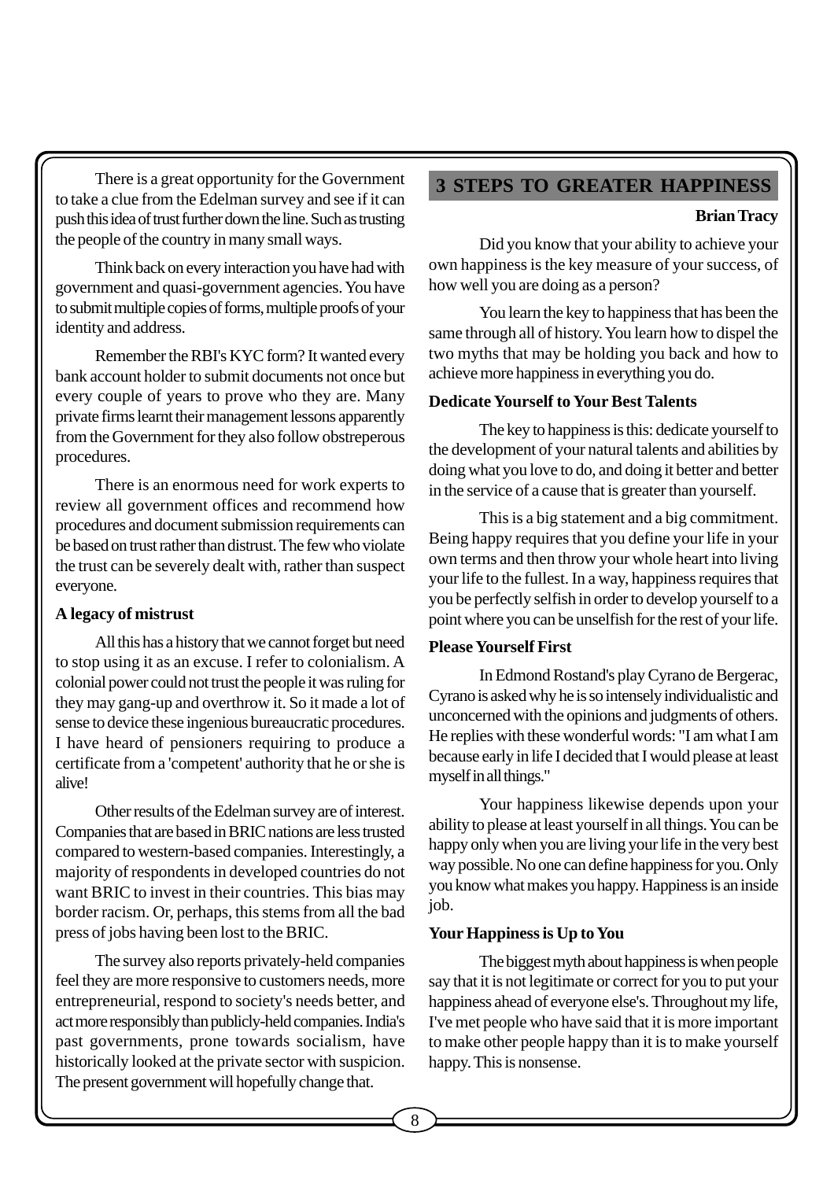There is a great opportunity for the Government to take a clue from the Edelman survey and see if it can push this idea of trust further down the line. Such as trusting the people of the country in many small ways.

Think back on every interaction you have had with government and quasi-government agencies. You have to submit multiple copies of forms, multiple proofs of your identity and address.

Remember the RBI's KYC form? It wanted every bank account holder to submit documents not once but every couple of years to prove who they are. Many private firms learnt their management lessons apparently from the Government for they also follow obstreperous procedures.

There is an enormous need for work experts to review all government offices and recommend how procedures and document submission requirements can be based on trust rather than distrust. The few who violate the trust can be severely dealt with, rather than suspect everyone.

**A legacy of mistrust**

All this has a history that we cannot forget but need to stop using it as an excuse. I refer to colonialism. A colonial power could not trust the people it was ruling for they may gang-up and overthrow it. So it made a lot of sense to device these ingenious bureaucratic procedures. I have heard of pensioners requiring to produce a certificate from a 'competent' authority that he or she is alive!

Other results of the Edelman survey are of interest. Companies that are based in BRIC nations are less trusted compared to western-based companies. Interestingly, a majority of respondents in developed countries do not want BRIC to invest in their countries. This bias may border racism. Or, perhaps, this stems from all the bad press of jobs having been lost to the BRIC.

The survey also reports privately-held companies feel they are more responsive to customers needs, more entrepreneurial, respond to society's needs better, and act more responsibly than publicly-held companies. India's past governments, prone towards socialism, have historically looked at the private sector with suspicion. The present government will hopefully change that.

## 3 STEPS TO GREATER HAPPINESS

**Brian Tracy**

Did you know that your ability to achieve your own happiness is the key measure of your success, of how well you are doing as a person?

You learn the key to happiness that has been the same through all of history. You learn how to dispel the two myths that may be holding you back and how to achieve more happiness in everything you do.

**Dedicate Yourself to Your Best Talents**

The key to happiness is this: dedicate yourself to the development of your natural talents and abilities by doing what you love to do, and doing it better and better in the service of a cause that is greater than yourself.

This is a big statement and a big commitment. Being happy requires that you define your life in your own terms and then throw your whole heart into living your life to the fullest. In a way, happiness requires that you be perfectly selfish in order to develop yourself to a point where you can be unselfish for the rest of your life.

**Please Yourself First**

In Edmond Rostand's play Cyrano de Bergerac, Cyrano is asked why he is so intensely individualistic and unconcerned with the opinions and judgments of others. He replies with these wonderful words: "I am what I am because early in life I decided that I would please at least myself in all things."

Your happiness likewise depends upon your ability to please at least yourself in all things. You can be happy only when you are living your life in the very best way possible. No one can define happiness for you. Only you know what makes you happy. Happiness is an inside job.

**Your Happiness is Up to You**

The biggest myth about happiness is when people say that it is not legitimate or correct for you to put your happiness ahead of everyone else's. Throughout my life, I've met people who have said that it is more important to make other people happy than it is to make yourself happy. This is nonsense.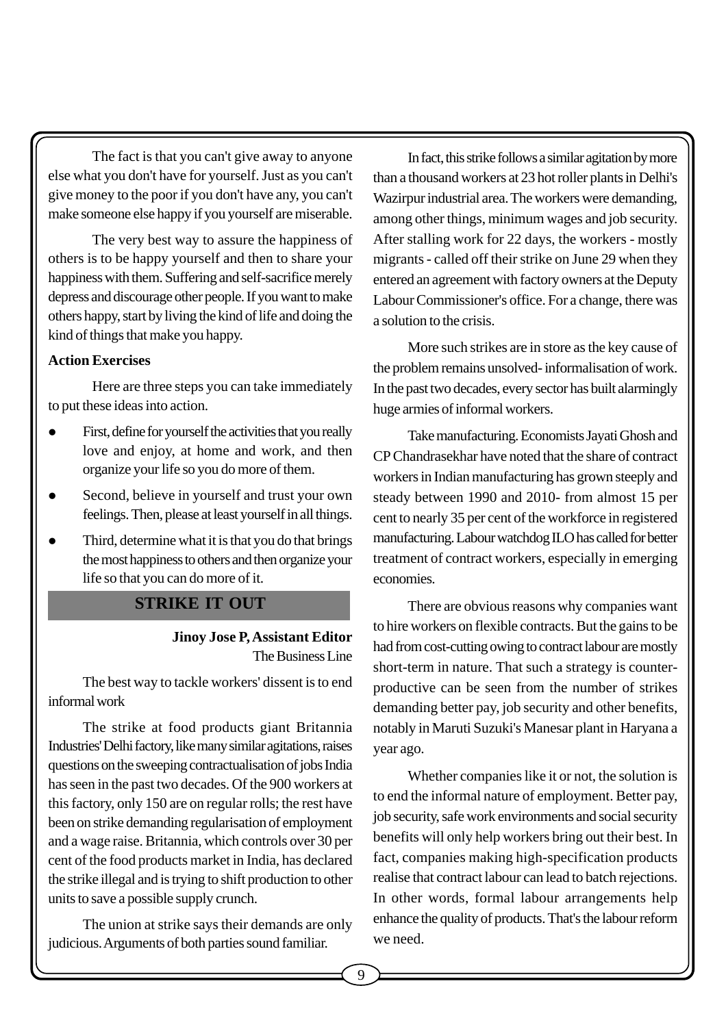The fact is that you can't give away to anyone else what you don't have for yourself. Just as you can't give money to the poor if you don't have any, you can't make someone else happy if you yourself are miserable.

The very best way to assure the happiness of others is to be happy yourself and then to share your happiness with them. Suffering and self-sacrifice merely depress and discourage other people. If you want to make others happy, start by living the kind of life and doing the kind of things that make you happy.

**Action Exercises**

Here are three steps you can take immediately to put these ideas into action.

- First, define for yourself the activities that you really love and enjoy, at home and work, and then organize your life so you do more of them.
- Second, believe in yourself and trust your own feelings. Then, please at least yourself in all things.
- Third, determine what it is that you do that brings the most happiness to others and then organize your life so that you can do more of it.

## STRIKE IT OUT

**Jinoy Jose P, Assistant Editor**
The Business Line

The best way to tackle workers' dissent is to end informal work

The strike at food products giant Britannia Industries' Delhi factory, like many similar agitations, raises questions on the sweeping contractualisation of jobs India has seen in the past two decades. Of the 900 workers at this factory, only 150 are on regular rolls; the rest have been on strike demanding regularisation of employment and a wage raise. Britannia, which controls over 30 per cent of the food products market in India, has declared the strike illegal and is trying to shift production to other units to save a possible supply crunch.

The union at strike says their demands are only judicious. Arguments of both parties sound familiar.

In fact, this strike follows a similar agitation by more than a thousand workers at 23 hot roller plants in Delhi's Wazirpur industrial area. The workers were demanding, among other things, minimum wages and job security. After stalling work for 22 days, the workers - mostly migrants - called off their strike on June 29 when they entered an agreement with factory owners at the Deputy Labour Commissioner's office. For a change, there was a solution to the crisis.

More such strikes are in store as the key cause of the problem remains unsolved- informalisation of work. In the past two decades, every sector has built alarmingly huge armies of informal workers.

Take manufacturing. Economists Jayati Ghosh and CP Chandrasekhar have noted that the share of contract workers in Indian manufacturing has grown steeply and steady between 1990 and 2010- from almost 15 per cent to nearly 35 per cent of the workforce in registered manufacturing. Labour watchdog ILO has called for better treatment of contract workers, especially in emerging economies.

There are obvious reasons why companies want to hire workers on flexible contracts. But the gains to be had from cost-cutting owing to contract labour are mostly short-term in nature. That such a strategy is counter-productive can be seen from the number of strikes demanding better pay, job security and other benefits, notably in Maruti Suzuki's Manesar plant in Haryana a year ago.

Whether companies like it or not, the solution is to end the informal nature of employment. Better pay, job security, safe work environments and social security benefits will only help workers bring out their best. In fact, companies making high-specification products realise that contract labour can lead to batch rejections. In other words, formal labour arrangements help enhance the quality of products. That's the labour reform we need.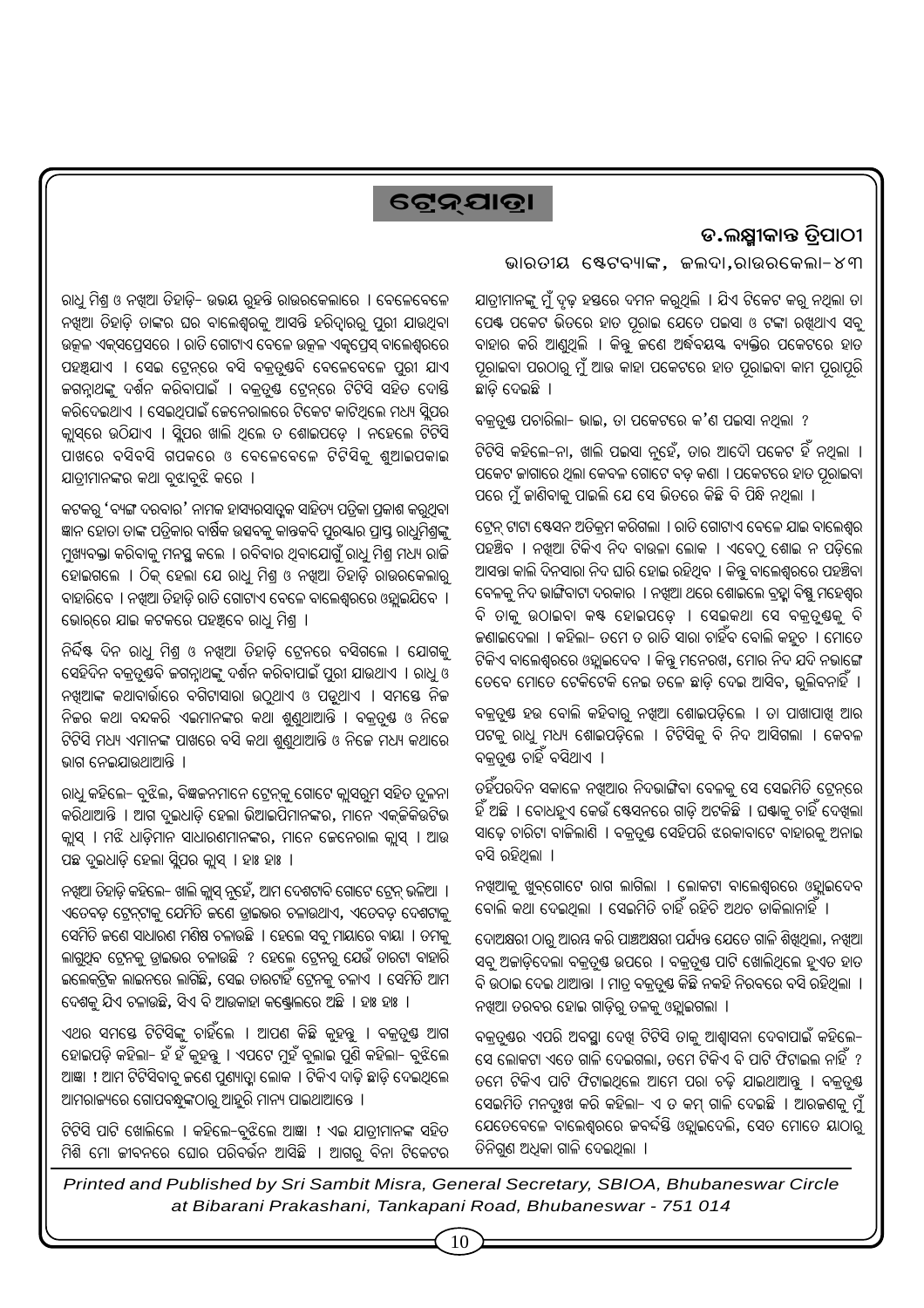# ଟ୍ରେନ୍‌ଯାତ୍ରା

**ଡ.ଲକ୍ଷ୍ମୀକାନ୍ତ ତ୍ରିପାଠୀ**

ଭାରତୀୟ ଷ୍ଟେଟବ୍ୟାଙ୍କ, ଜଲଦା,ରାଉରକେଲା-୪୩

ରାଧୁ ମିଶ୍ର ଓ ନଖିଆ ତିହାଡ଼ି- ଉଭୟ ରୁହନ୍ତି ରାଉରକେଲାରେ । ବେଳେବେଳେ ନଖିଆ ତିହାଡ଼ି ତାଙ୍କର ଘର ବାଲେଶ୍ୱରକୁ ଆସନ୍ତି ହରିଦ୍ୱାରରୁ ପୁରୀ ଯାଉଥିବା ଉତ୍କଳ ଏକ୍‌ସପ୍ରେସରେ । ରାତି ଗୋଟାଏ ବେଳେ ଉତ୍କଳ ଏକ୍ସପ୍ରେସ୍ ବାଲେଶ୍ୱରରେ ପହଞ୍ଚିଯାଏ । ସେଇ ଟ୍ରେନ୍‌ରେ ବସି ବକ୍ରତୁଣ୍ଡବି ବେଳେବେଳେ ପୁରୀ ଯାଏ ଜଗନ୍ନାଥଙ୍କୁ ଦର୍ଶନ କରିବାପାଇଁ । ବକ୍ରତୁଣ୍ଡ ଟ୍ରେନ୍‌ରେ ଟିଟିସି ସହିତ ଦୋସ୍ତି କରିଦେଇଥାଏ । ସେଇଥିପାଇଁ ଜେନେରାଲରେ ଟିକେଟ କାଟିଥିଲେ ମଧ୍ୟ ସ୍ଲିପର କ୍ଲାସ୍‌ରେ ଉଠିଯାଏ । ସ୍ଲିପର ଖାଲି ଥିଲେ ତ ଶୋଇପଡ଼େ । ନହେଲେ ଟିଟିସି ପାଖରେ ବସିବସି ଗପକରେ ଓ ବେଳେବେଳେ ଟିଟିସିକୁ ଶୁଆଇପକାଇ ଯାତ୍ରୀମାନଙ୍କର କଥା ବୁଝାବୁଝି କରେ ।

କଟକରୁ 'ବ୍ୟଙ୍ଗ ଦରବାର' ନାମକ ହାସ୍ୟରସାତ୍ମକ ସାହିତ୍ୟ ପତ୍ରିକା ପ୍ରକାଶ କରୁଥିବା ଜ୍ଞାନ ହୋତା ତାଙ୍କ ପତ୍ରିକାର ବାର୍ଷିକ ଉତ୍ସବକୁ କାନ୍ତକବି ପୁରସ୍କାର ପ୍ରାପ୍ତ ରାଧୁମିଶ୍ରଙ୍କୁ ମୁଖ୍ୟବକ୍ତା କରିବାକୁ ମନସ୍ଥ କଲେ । ରବିବାର ଥିବାଯୋଗୁଁ ରାଧୁ ମିଶ୍ର ମଧ୍ୟ ରାଜି ହୋଇଗଲେ । ଠିକ୍ ହେଲା ଯେ ରାଧୁ ମିଶ୍ର ଓ ନଖିଆ ତିହାଡ଼ି ରାଉରକେଲାରୁ ବାହାରିବେ । ନଖିଆ ତିହାଡ଼ି ରାତି ଗୋଟାଏ ବେଳେ ବାଲେଶ୍ୱରରେ ଓହ୍ଲାଇଯିବେ । ଭୋର୍‌ରେ ଯାଇ କଟକରେ ପହଞ୍ଚବେ ରାଧୁ ମିଶ୍ର ।

ନିର୍ଦ୍ଦିଷ୍ଟ ଦିନ ରାଧୁ ମିଶ୍ର ଓ ନଖିଆ ତିହାଡ଼ି ଟ୍ରେନରେ ବସିଗଲେ । ଯୋଗକୁ ସେହିଦିନ ବକ୍ରତୁଣ୍ଡବି ଜଗନ୍ନାଥଙ୍କୁ ଦର୍ଶନ କରିବାପାଇଁ ପୁରୀ ଯାଉଥାଏ । ରାଧୁ ଓ ନଖିଆଙ୍କ କଥାବାର୍ତ୍ତାରେ ବଗିଟାସାରା ଉଠୁଥାଏ ଓ ପଡୁଥାଏ । ସମସ୍ତେ ନିଜ ନିଜର କଥା ବନ୍ଦକରି ଏଇମାନଙ୍କର କଥା ଶୁଣୁଥାଆନ୍ତି । ବକ୍ରତୁଣ୍ଡ ଓ ନିଜେ ଟିଟିସି ମଧ୍ୟ ଏମାନଙ୍କ ପାଖରେ ବସି କଥା ଶୁଣୁଥାଆନ୍ତି ଓ ନିଜେ ମଧ୍ୟ କଥାରେ ଭାଗ ନେଇଯାଉଥାଆନ୍ତି ।

ରାଧୁ କହିଲେ- ବୁଝିଲ, ବିଜ୍ଞଜନମାନେ ଟ୍ରେନ୍‌କୁ ଗୋଟେ କ୍ଲାସରୁମ ସହିତ ତୁଳନା କରିଥାଆନ୍ତି । ଆଗ ଦୁଇଧାଡ଼ି ହେଲା ଭିଆଇପିମାନଙ୍କର, ମାନେ ଏକ୍‌ଜିକିଉଟିଭ କ୍ଲାସ୍ । ମଝି ଧାଡ଼ିମାନ ସାଧାରଣମାନଙ୍କର, ମାନେ ଜେନେରାଲ କ୍ଲାସ୍ । ଆଉ ପଛ ଦୁଇଧାଡ଼ି ହେଲା ସ୍ଲିପର କ୍ଲାସ୍ । ହାଃ ହାଃ ।

ନଖିଆ ତିହାଡ଼ି କହିଲେ- ଖାଲି କ୍ଲାସ୍ ନୁହେଁ, ଆମ ଦେଶଟାବି ଗୋଟେ ଟ୍ରେନ୍ ଭଳିଆ । ଏତେବଡ଼ ଟ୍ରେନ୍‌ଟାକୁ ଯେମିତି ଜଣେ ଡ୍ରାଇଭର ଚଳାଉଥାଏ, ଏତେବଡ଼ ଦେଶଟାକୁ ସେମିତି ଜଣେ ସାଧାରଣ ମଣିଷ ଚଳାଉଛି । ହେଲେ ସବୁ ମାୟାରେ ବାୟା । ତମକୁ ଲାଗୁଥିବ ଟ୍ରେନ୍‌କୁ ଡ୍ରାଇଭର ଚଳାଉଛି ? ହେଲେ ଟ୍ରେନରୁ ଯେଉଁ ତାରଟା ବାହାରି ଇଲେକ୍‌ଟ୍ରିକ ଲାଇନରେ ଲାଗିଛି, ସେଇ ତାରଟାହିଁ ଟ୍ରେନ୍‌କୁ ଚଳାଏ । ସେମିତି ଆମ ଦେଶକୁ ଯିଏ ଚଳାଉଛି, ସିଏ ବି ଆଉକାହା କଣ୍ଟ୍ରୋଲରେ ଅଛି । ହାଃ ହାଃ ।

ଏଥର ସମସ୍ତେ ଟିଟିସିଙ୍କୁ ଚାହିଁଲେ । ଆପଣ କିଛି କୁହନ୍ତୁ । ବକ୍ରତୁଣ୍ଡ ଆଗ ହୋଇପଡ଼ି କହିଲା- ହଁ ହଁ କୁହନ୍ତୁ । ଏପଟେ ମୁହଁ ବୁଲାଇ ପୁଣି କହିଲା- ବୁଝିଲେ ଆଜ୍ଞା ! ଆମ ଟିଟିସିବାବୁ ଜଣେ ପୁଣ୍ୟାତ୍ମା ଲୋକ । ଟିକିଏ ଦାଢ଼ି ଛାଡ଼ି ଦେଇଥିଲେ ଆମରାଜ୍ୟରେ ଗୋପବନ୍ଧୁଙ୍କଠାରୁ ଆହୁରି ମାନ୍ୟ ପାଇଥାଆନ୍ତେ ।

ଟିଟିସି ପାଟି ଖୋଲିଲେ । କହିଲେ-ବୁଝିଲେ ଆଜ୍ଞା ! ଏଇ ଯାତ୍ରୀମାନଙ୍କ ସହିତ ମିଶି ମୋ ଜୀବନରେ ଘୋର ପରିବର୍ତ୍ତନ ଆସିଛି । ଆଗରୁ ବିନା ଟିକେଟର ଯାତ୍ରୀମାନଙ୍କୁ ମୁଁ ଦୃଢ଼ ହସ୍ତରେ ଦମନ କରୁଥିଲି । ଯିଏ ଟିକେଟ କରୁ ନଥିଲା ତା ପୋଷ୍ଟ ପକେଟ ଭିତରେ ହାତ ପୂରାଇ ଯେତେ ପଇସା ଓ ଟଙ୍କା ରଖିଥାଏ ସବୁ ବାହାର କରି ଆଣୁଥିଲି । କିନ୍ତୁ ଜଣେ ଅର୍ଦ୍ଧବୟସ୍କ ବ୍ୟକ୍ତିର ପକେଟରେ ହାତ ପୂରାଇବା ପରଠାରୁ ମୁଁ ଆଉ କାହା ପକେଟରେ ହାତ ପୂରାଇବା କାମ ପୂରାପୂରି ଛାଡ଼ି ଦେଇଛି ।

ବକ୍ରତୁଣ୍ଡ ପଚାରିଲା- ଭାଇ, ତା ପକେଟରେ କ'ଣ ପଇସା ନଥିଲା ?

ଟିଟିସି କହିଲେ-ନା, ଖାଲି ପଇସା ନୁହେଁ, ତାର ଆଦୌ ପକେଟ ହିଁ ନଥିଲା । ପକେଟ ଜାଗାରେ ଥିଲା କେବଳ ଗୋଟେ ବଡ଼ କଣା । ପକେଟରେ ହାତ ପୂରାଇବା ପରେ ମୁଁ ଜାଣିବାକୁ ପାଇଲି ଯେ ସେ ଭିତରେ କିଛି ବି ପିନ୍ଧି ନଥିଲା ।

ଟ୍ରେନ୍ ଟାଟା ଷ୍ଟେସନ ଅତିକ୍ରମ କରିଗଲା । ରାତି ଗୋଟାଏ ବେଳେ ଯାଇ ବାଲେଶ୍ୱର ପହଞ୍ଚିବ । ନଖିଆ ଟିକିଏ ନିଦ ବାଉଳା ଲୋକ । ଏବେଠୁ ଶୋଇ ନ ପଡ଼ିଲେ ଆସନ୍ତା କାଲି ଦିନସାରା ନିଦ ଘାରି ହୋଇ ରହିଥିବ । କିନ୍ତୁ ବାଲେଶ୍ୱରରେ ପହଞ୍ଚିବା ବେଳକୁ ନିଦ ଭାଙ୍ଗିବାଟା ଦରକାର । ନଖିଆ ଥରେ ଶୋଇଲେ ବ୍ରହ୍ମା ବିଷ୍ଣୁ ମହେଶ୍ୱର ବି ତାକୁ ଉଠାଇବା କଷ୍ଟ ହୋଇପଡ଼େ । ସେଇକଥା ସେ ବକ୍ରତୁଣ୍ଡକୁ ବି ଜଣାଇଦେଲା । କହିଲା- ତମେ ତ ରାତି ସାରା ଚାହିଁବ ବୋଲି କହୁଚ । ମୋତେ ଟିକିଏ ବାଲେଶ୍ୱରରେ ଓହ୍ଲାଇଦେବ । କିନ୍ତୁ ମନେରଖ, ମୋର ନିଦ ଯଦି ନଭାଙ୍ଗେ ତେବେ ମୋତେ ଟେକିଟେକି ନେଇ ତଳେ ଛାଡ଼ି ଦେଇ ଆସିବ, ଭୁଲିବନାହିଁ ।

ବକ୍ରତୁଣ୍ଡ ହଉ ବୋଲି କହିବାରୁ ନଖିଆ ଶୋଇପଡ଼ିଲେ । ତା ପାଖାପାଖି ଆଉ ପଟକୁ ରାଧୁ ମଧ୍ୟ ଶୋଇପଡ଼ିଲେ । ଟିଟିସିକୁ ବି ନିଦ ଆସିଗଲା । କେବଳ ବକ୍ରତୁଣ୍ଡ ଚାହିଁ ବସିଥାଏ ।

ତହିଁପରଦିନ ସକାଳେ ନଖିଆର ନିଦଭାଙ୍ଗିବା ବେଳକୁ ସେ ସେଇମିତି ଟ୍ରେନ୍‌ରେ ହିଁ ଅଛି । ବୋଧହୁଏ କେଉଁ ଷ୍ଟେସନରେ ଗାଡ଼ି ଅଟକିଛି । ଘଣ୍ଟାକୁ ଚାହିଁ ଦେଖିଲା ସାଢ଼େ ଚାରିଟା ବାଜିଲାଣି । ବକ୍ରତୁଣ୍ଡ ସେହିପରି ଝରକାବାଟେ ବାହାରକୁ ଅନାଇ ବସି ରହିଥିଲା ।

ନଖିଆକୁ ଖୁବ୍‌ଗୋଟେ ରାଗ ଲାଗିଲା । ଲୋକଟା ବାଲେଶ୍ୱରରେ ଓହ୍ଲାଇଦେବ ବୋଲି କଥା ଦେଇଥିଲା । ସେଇମିତି ଚାହିଁ ରହିଚି ଅଥଚ ଡାକିଲାନାହିଁ ।

ଦୋଅକ୍ଷରୀ ଠାରୁ ଆରମ୍ଭ କରି ପାଞ୍ଚଅକ୍ଷରୀ ପର୍ଯ୍ୟନ୍ତ ଯେତେ ଗାଳି ଶିଖିଥିଲା, ନଖିଆ ସବୁ ଅଜାଡ଼ିଦେଲା ବକ୍ରତୁଣ୍ଡ ଉପରେ । ବକ୍ରତୁଣ୍ଡ ପାଟି ଖୋଲିଥିଲେ ହୁଏତ ହାତ ବି ଉଠାଇ ଦେଇ ଥାଆନ୍ତା । ମାତ୍ର ବକ୍ରତୁଣ୍ଡ କିଛି ନକହି ନିରବରେ ବସି ରହିଥିଲା । ନଖିଆ ତରବର ହୋଇ ଗାଡ଼ିରୁ ତଳକୁ ଓହ୍ଲାଇଗଲା ।

ବକ୍ରତୁଣ୍ଡର ଏପରି ଅବସ୍ଥା ଦେଖି ଟିଟିସି ତାକୁ ଆଶ୍ୱାସନା ଦେବାପାଇଁ କହିଲେ- ସେ ଲୋକଟା ଏତେ ଗାଳି ଦେଇଗଲା, ତମେ ଟିକିଏ ବି ପାଟି ଫିଟାଇଲ ନାହିଁ ? ତମେ ଟିକିଏ ପାଟି ଫିଟାଇଥିଲେ ଆମେ ପରା ଚଢ଼ି ଯାଇଥାଆନ୍ତୁ । ବକ୍ରତୁଣ୍ଡ ସେଇମିତି ମନଦୁଃଖ କରି କହିଲା- ଏ ତ କମ୍ ଗାଳି ଦେଇଛି । ଆରଜଣକୁ ମୁଁ ଯେତେବେଳେ ବାଲେଶ୍ୱରରେ ଜବର୍ଦ୍ଦସ୍ତି ଓହ୍ଲାଇଦେଲି, ସେତ ମୋତେ ଯାଠାରୁ ତିନିଗୁଣ ଅଧିକା ଗାଳି ଦେଇଥିଲା ।

*Printed and Published by Sri Sambit Misra, General Secretary, SBIOA, Bhubaneswar Circle at Bibarani Prakashani, Tankapani Road, Bhubaneswar - 751 014*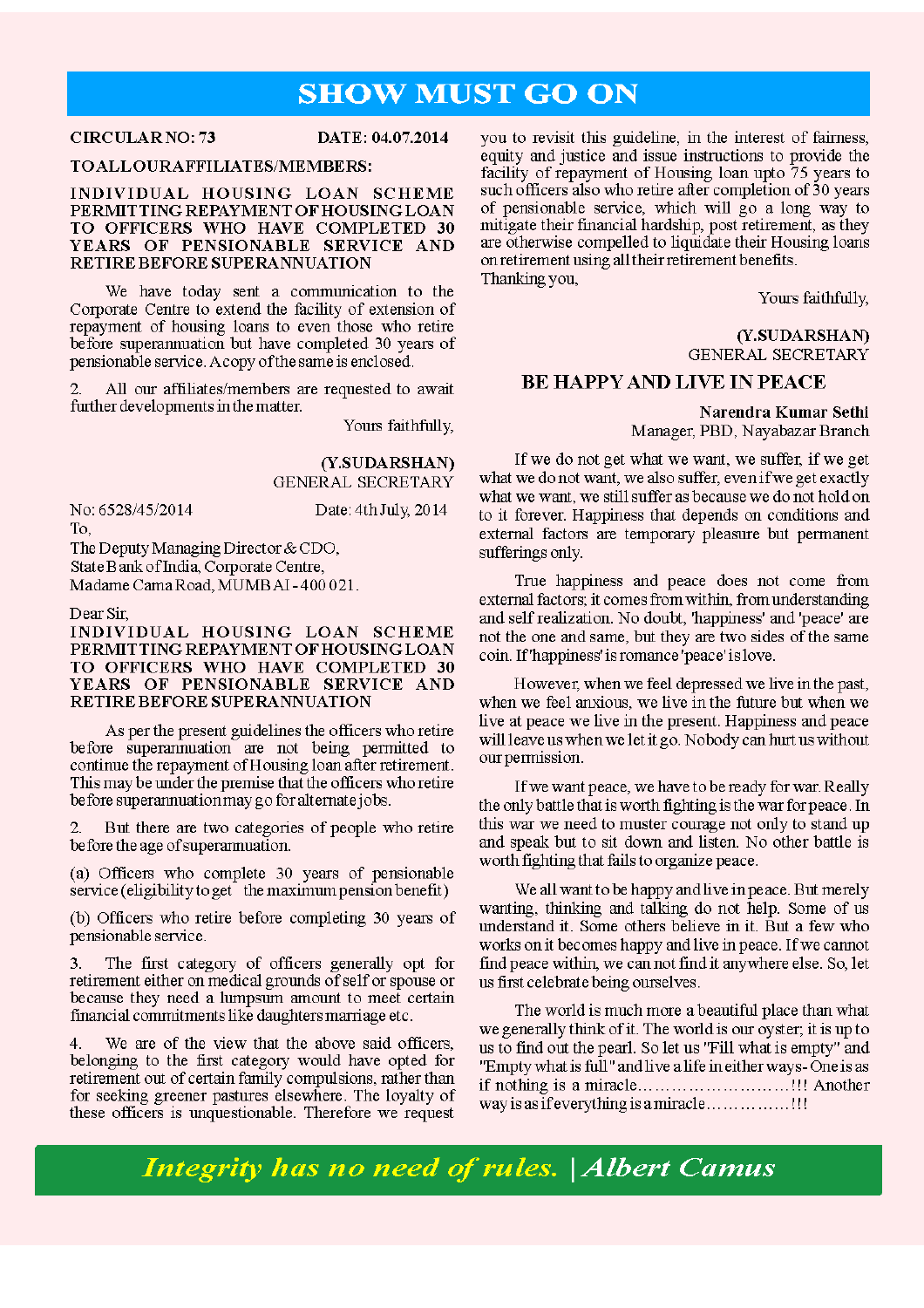# SHOW MUST GO ON

**CIRCULAR NO: 73** **DATE: 04.07.2014**

**TO ALL OUR AFFILIATES/MEMBERS:**

**INDIVIDUAL HOUSING LOAN SCHEME PERMITTING REPAYMENT OF HOUSING LOAN TO OFFICERS WHO HAVE COMPLETED 30 YEARS OF PENSIONABLE SERVICE AND RETIRE BEFORE SUPERANNUATION**

We have today sent a communication to the Corporate Centre to extend the facility of extension of repayment of housing loans to even those who retire before superannuation but have completed 30 years of pensionable service. A copy of the same is enclosed.

2. All our affiliates/members are requested to await further developments in the matter.

Yours faithfully,

**(Y.SUDARSHAN)**
GENERAL SECRETARY

No: 6528/45/2014 Date: 4th July, 2014

To,
The Deputy Managing Director & CDO,
State Bank of India, Corporate Centre,
Madame Cama Road, MUMBAI - 400 021.

Dear Sir,

**INDIVIDUAL HOUSING LOAN SCHEME PERMITTING REPAYMENT OF HOUSING LOAN TO OFFICERS WHO HAVE COMPLETED 30 YEARS OF PENSIONABLE SERVICE AND RETIRE BEFORE SUPERANNUATION**

As per the present guidelines the officers who retire before superannuation are not being permitted to continue the repayment of Housing loan after retirement. This may be under the premise that the officers who retire before superannuation may go for alternate jobs.

2. But there are two categories of people who retire before the age of superannuation.

(a) Officers who complete 30 years of pensionable service (eligibility to get the maximum pension benefit)

(b) Officers who retire before completing 30 years of pensionable service.

3. The first category of officers generally opt for retirement either on medical grounds of self or spouse or because they need a lumpsum amount to meet certain financial commitments like daughters marriage etc.

4. We are of the view that the above said officers, belonging to the first category would have opted for retirement out of certain family compulsions, rather than for seeking greener pastures elsewhere. The loyalty of these officers is unquestionable. Therefore we request you to revisit this guideline, in the interest of fairness, equity and justice and issue instructions to provide the facility of repayment of Housing loan upto 75 years to such officers also who retire after completion of 30 years of pensionable service, which will go a long way to mitigate their financial hardship, post retirement, as they are otherwise compelled to liquidate their Housing loans on retirement using all their retirement benefits.

Thanking you,

Yours faithfully,

**(Y.SUDARSHAN)**
GENERAL SECRETARY

## BE HAPPY AND LIVE IN PEACE

**Narendra Kumar Sethi**
Manager, PBD, Nayabazar Branch

If we do not get what we want, we suffer, if we get what we do not want, we also suffer, even if we get exactly what we want, we still suffer as because we do not hold on to it forever. Happiness that depends on conditions and external factors are temporary pleasure but permanent sufferings only.

True happiness and peace does not come from external factors; it comes from within, from understanding and self realization. No doubt, 'happiness' and 'peace' are not the one and same, but they are two sides of the same coin. If 'happiness' is romance 'peace' is love.

However, when we feel depressed we live in the past, when we feel anxious, we live in the future but when we live at peace we live in the present. Happiness and peace will leave us when we let it go. Nobody can hurt us without our permission.

If we want peace, we have to be ready for war. Really the only battle that is worth fighting is the war for peace. In this war we need to muster courage not only to stand up and speak but to sit down and listen. No other battle is worth fighting that fails to organize peace.

We all want to be happy and live in peace. But merely wanting, thinking and talking do not help. Some of us understand it. Some others believe in it. But a few who works on it becomes happy and live in peace. If we cannot find peace within, we can not find it anywhere else. So, let us first celebrate being ourselves.

The world is much more a beautiful place than what we generally think of it. The world is our oyster; it is up to us to find out the pearl. So let us "Fill what is empty" and "Empty what is full" and live a life in either ways- One is as if nothing is a miracle……………………..!!! Another way is as if everything is a miracle……………!!!

*Integrity has no need of rules. | Albert Camus*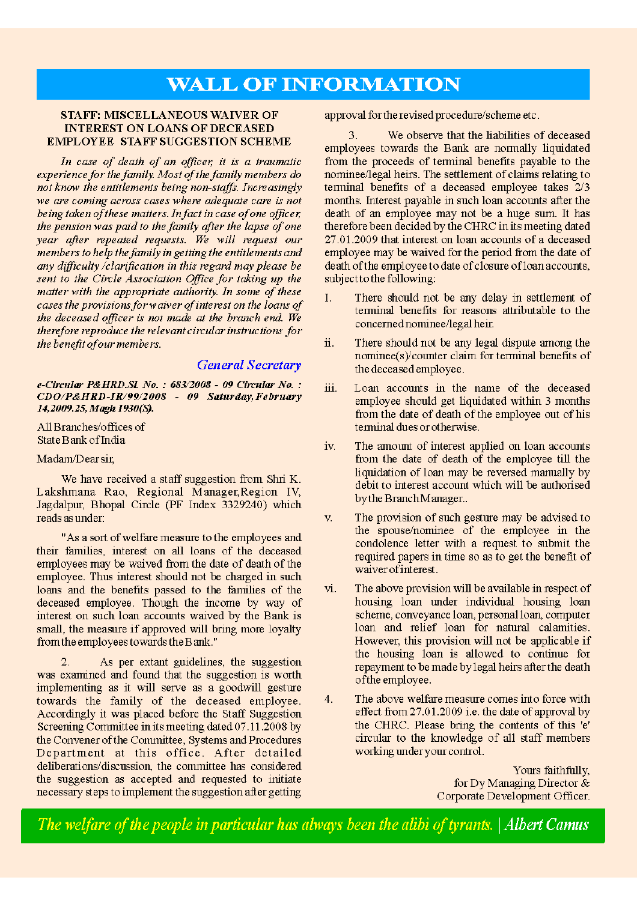# WALL OF INFORMATION

### STAFF: MISCELLANEOUS WAIVER OF INTEREST ON LOANS OF DECEASED EMPLOYEE STAFF SUGGESTION SCHEME

*In case of death of an officer, it is a traumatic experience for the family. Most of the family members do not know the entitlements being non-staffs. Increasingly we are coming across cases where adequate care is not being taken of these matters. In fact in case of one officer, the pension was paid to the family after the lapse of one year after repeated requests. We will request our members to help the family in getting the entitlements and any difficulty /clarification in this regard may please be sent to the Circle Association Office for taking up the matter with the appropriate authority. In some of these cases the provisions for waiver of interest on the loans of the deceased officer is not made at the branch end. We therefore reproduce the relevant circular instructions for the benefit of our members.*

*General Secretary*

***e-Circular P&HRD.Sl. No. : 683/2008 - 09 Circular No. : CDO/P&HRD-IR/99/2008 - 09 Saturday, February 14,2009.25, Magh 1930(S).***

All Branches/offices of
State Bank of India

Madam/Dear sir,

We have received a staff suggestion from Shri K. Lakshmana Rao, Regional Manager,Region IV, Jagdalpur, Bhopal Circle (PF Index 3329240) which reads as under:

"As a sort of welfare measure to the employees and their families, interest on all loans of the deceased employees may be waived from the date of death of the employee. Thus interest should not be charged in such loans and the benefits passed to the families of the deceased employee. Though the income by way of interest on such loan accounts waived by the Bank is small, the measure if approved will bring more loyalty from the employees towards the Bank."

2. As per extant guidelines, the suggestion was examined and found that the suggestion is worth implementing as it will serve as a goodwill gesture towards the family of the deceased employee. Accordingly it was placed before the Staff Suggestion Screening Committee in its meeting dated 07.11.2008 by the Convener of the Committee, Systems and Procedures Department at this office. After detailed deliberations/discussion, the committee has considered the suggestion as accepted and requested to initiate necessary steps to implement the suggestion after getting approval for the revised procedure/scheme etc.

3. We observe that the liabilities of deceased employees towards the Bank are normally liquidated from the proceeds of terminal benefits payable to the nominee/legal heirs. The settlement of claims relating to terminal benefits of a deceased employee takes 2/3 months. Interest payable in such loan accounts after the death of an employee may not be a huge sum. It has therefore been decided by the CHRC in its meeting dated 27.01.2009 that interest on loan accounts of a deceased employee may be waived for the period from the date of death of the employee to date of closure of loan accounts, subject to the following:

I. There should not be any delay in settlement of terminal benefits for reasons attributable to the concerned nominee/legal heir.

ii. There should not be any legal dispute among the nominee(s)/counter claim for terminal benefits of the deceased employee.

iii. Loan accounts in the name of the deceased employee should get liquidated within 3 months from the date of death of the employee out of his terminal dues or otherwise.

iv. The amount of interest applied on loan accounts from the date of death of the employee till the liquidation of loan may be reversed manually by debit to interest account which will be authorised by the Branch Manager..

v. The provision of such gesture may be advised to the spouse/nominee of the employee in the condolence letter with a request to submit the required papers in time so as to get the benefit of waiver of interest.

vi. The above provision will be available in respect of housing loan under individual housing loan scheme, conveyance loan, personal loan, computer loan and relief loan for natural calamities. However, this provision will not be applicable if the housing loan is allowed to continue for repayment to be made by legal heirs after the death of the employee.

4. The above welfare measure comes into force with effect from 27.01.2009 i.e. the date of approval by the CHRC. Please bring the contents of this 'e' circular to the knowledge of all staff members working under your control.

Yours faithfully,
for Dy Managing Director &
Corporate Development Officer.

*The welfare of the people in particular has always been the alibi of tyrants. | Albert Camus*